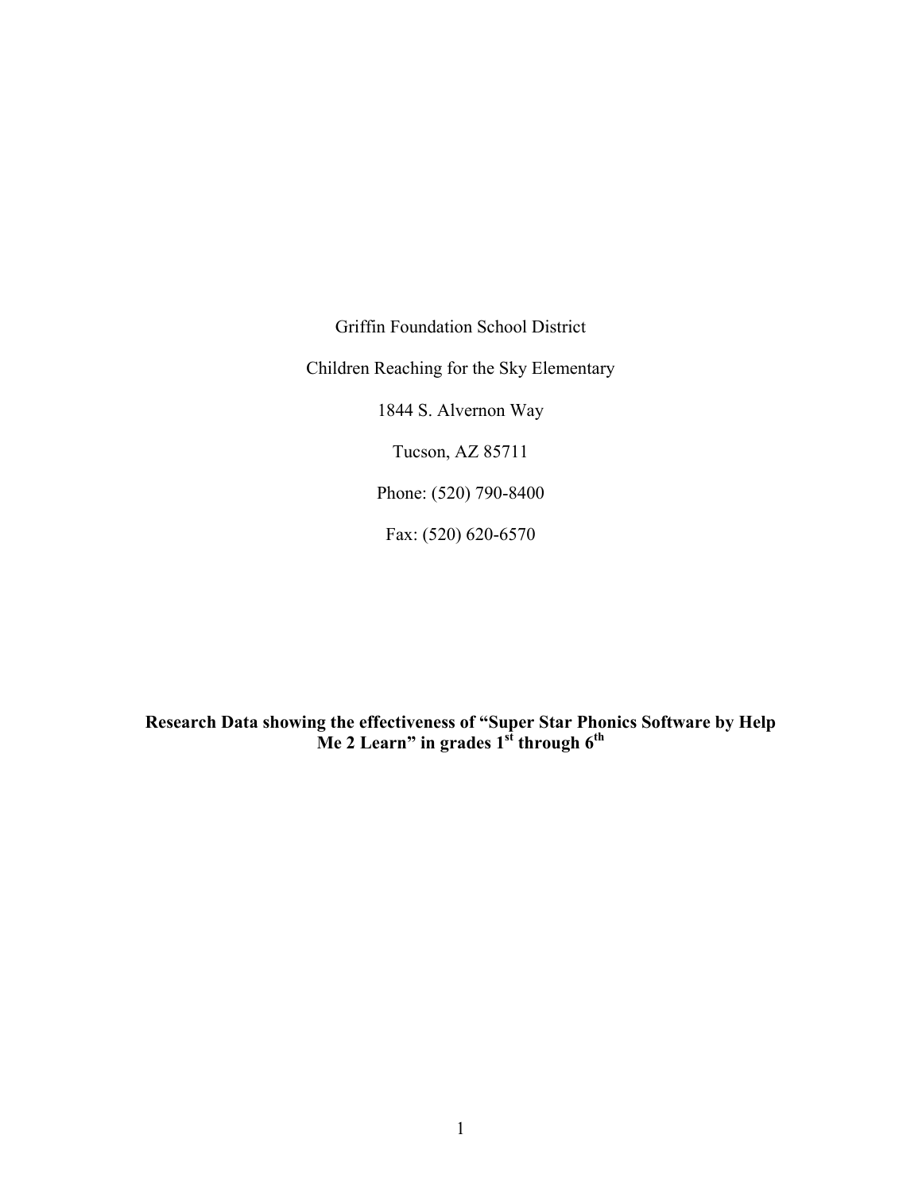Griffin Foundation School District

Children Reaching for the Sky Elementary

1844 S. Alvernon Way

Tucson, AZ 85711

Phone: (520) 790-8400

Fax: (520) 620-6570

**Research Data showing the effectiveness of "Super Star Phonics Software by Help Me 2 Learn" in grades 1st through 6th**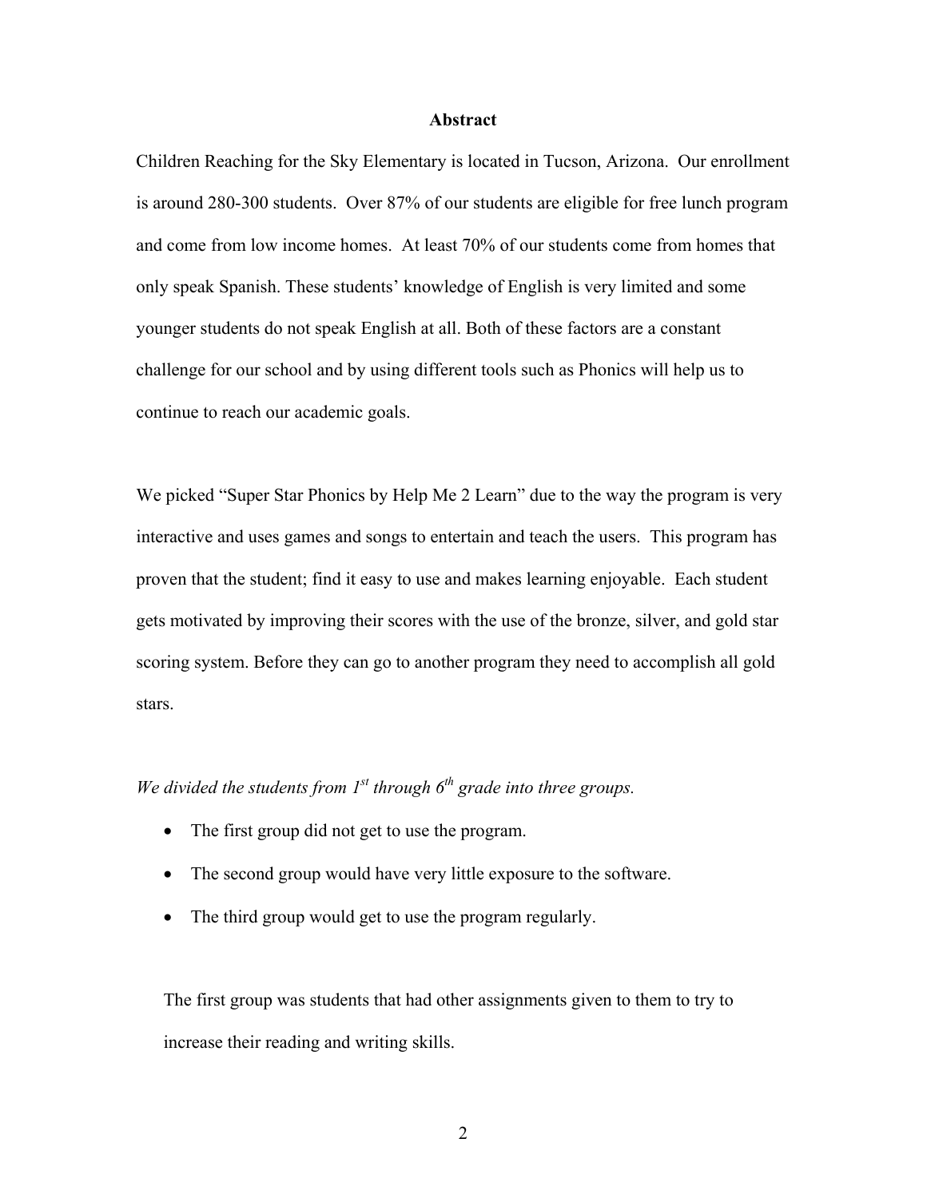## Abstract

Children Reaching for the Sky Elementary is located in Tucson, Arizona. Our enrollment is around 280-300 students. Over 87% of our students are eligible for free lunch program and come from low income homes. At least 70% of our students come from homes that only speak Spanish. These students' knowledge of English is very limited and some younger students do not speak English at all. Both of these factors are a constant challenge for our school and by using different tools such as Phonics will help us to continue to reach our academic goals.

We picked "Super Star Phonics by Help Me 2 Learn" due to the way the program is very interactive and uses games and songs to entertain and teach the users. This program has proven that the student; find it easy to use and makes learning enjoyable. Each student gets motivated by improving their scores with the use of the bronze, silver, and gold star scoring system. Before they can go to another program they need to accomplish all gold stars.

*We divided the students from 1st through 6th grade into three groups.*

- The first group did not get to use the program.
- The second group would have very little exposure to the software.
- The third group would get to use the program regularly.

The first group was students that had other assignments given to them to try to increase their reading and writing skills.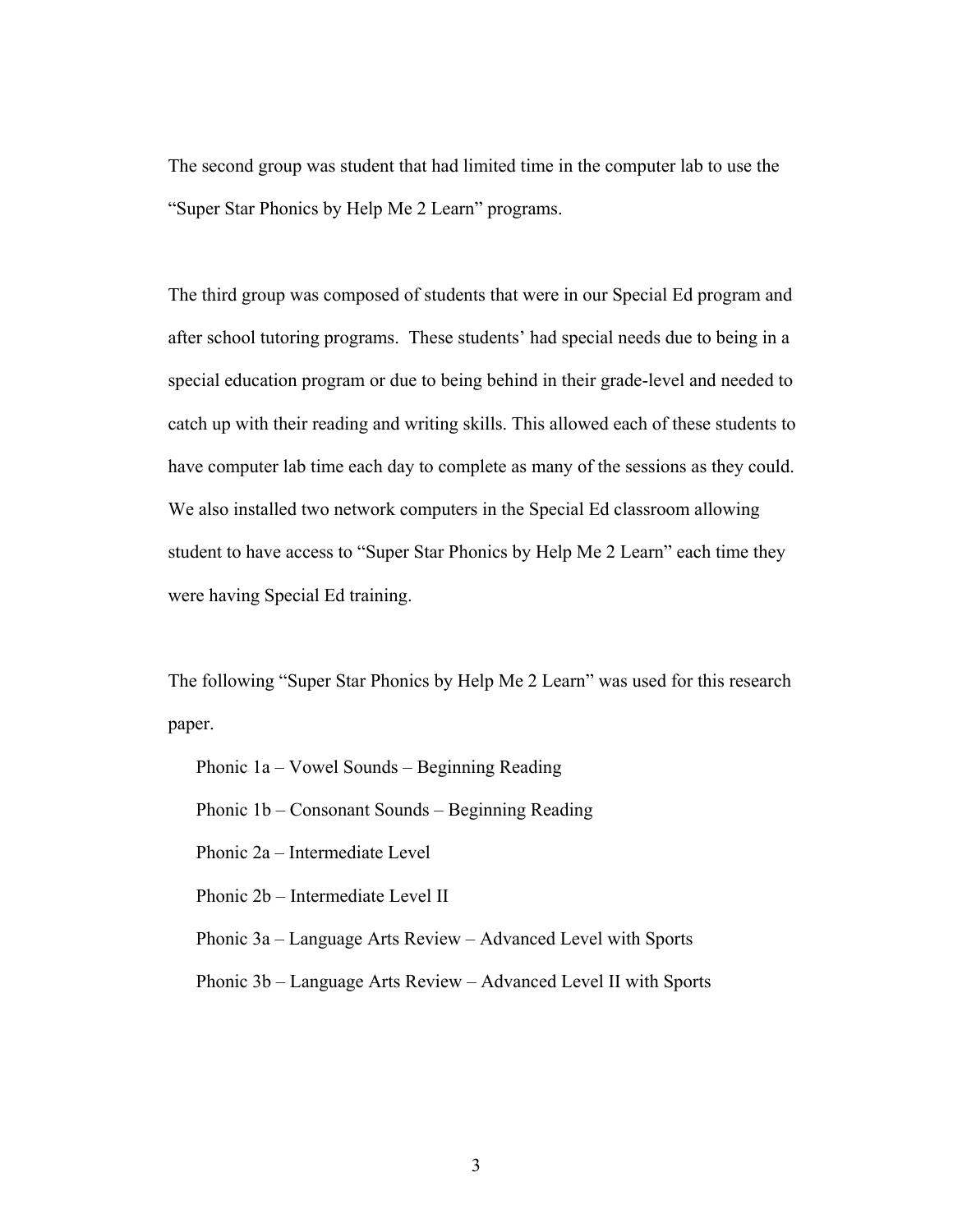The second group was student that had limited time in the computer lab to use the "Super Star Phonics by Help Me 2 Learn" programs.

The third group was composed of students that were in our Special Ed program and after school tutoring programs. These students' had special needs due to being in a special education program or due to being behind in their grade-level and needed to catch up with their reading and writing skills. This allowed each of these students to have computer lab time each day to complete as many of the sessions as they could. We also installed two network computers in the Special Ed classroom allowing student to have access to "Super Star Phonics by Help Me 2 Learn" each time they were having Special Ed training.

The following "Super Star Phonics by Help Me 2 Learn" was used for this research paper.

- Phonic 1a – Vowel Sounds – Beginning Reading
- Phonic 1b – Consonant Sounds – Beginning Reading
- Phonic 2a – Intermediate Level
- Phonic 2b – Intermediate Level II
- Phonic 3a – Language Arts Review – Advanced Level with Sports
- Phonic 3b – Language Arts Review – Advanced Level II with Sports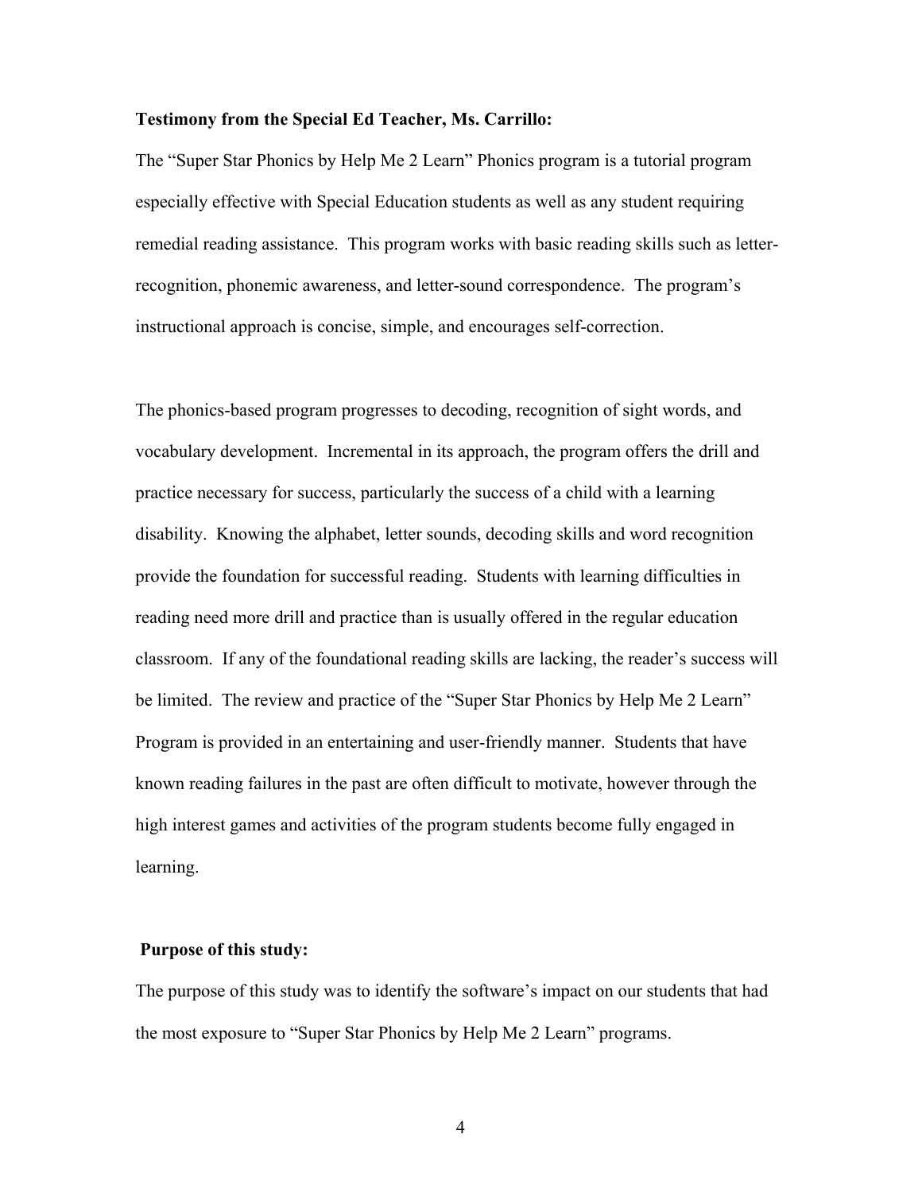**Testimony from the Special Ed Teacher, Ms. Carrillo:**

The "Super Star Phonics by Help Me 2 Learn" Phonics program is a tutorial program especially effective with Special Education students as well as any student requiring remedial reading assistance. This program works with basic reading skills such as letter-recognition, phonemic awareness, and letter-sound correspondence. The program's instructional approach is concise, simple, and encourages self-correction.

The phonics-based program progresses to decoding, recognition of sight words, and vocabulary development. Incremental in its approach, the program offers the drill and practice necessary for success, particularly the success of a child with a learning disability. Knowing the alphabet, letter sounds, decoding skills and word recognition provide the foundation for successful reading. Students with learning difficulties in reading need more drill and practice than is usually offered in the regular education classroom. If any of the foundational reading skills are lacking, the reader's success will be limited. The review and practice of the "Super Star Phonics by Help Me 2 Learn" Program is provided in an entertaining and user-friendly manner. Students that have known reading failures in the past are often difficult to motivate, however through the high interest games and activities of the program students become fully engaged in learning.

**Purpose of this study:**

The purpose of this study was to identify the software's impact on our students that had the most exposure to "Super Star Phonics by Help Me 2 Learn" programs.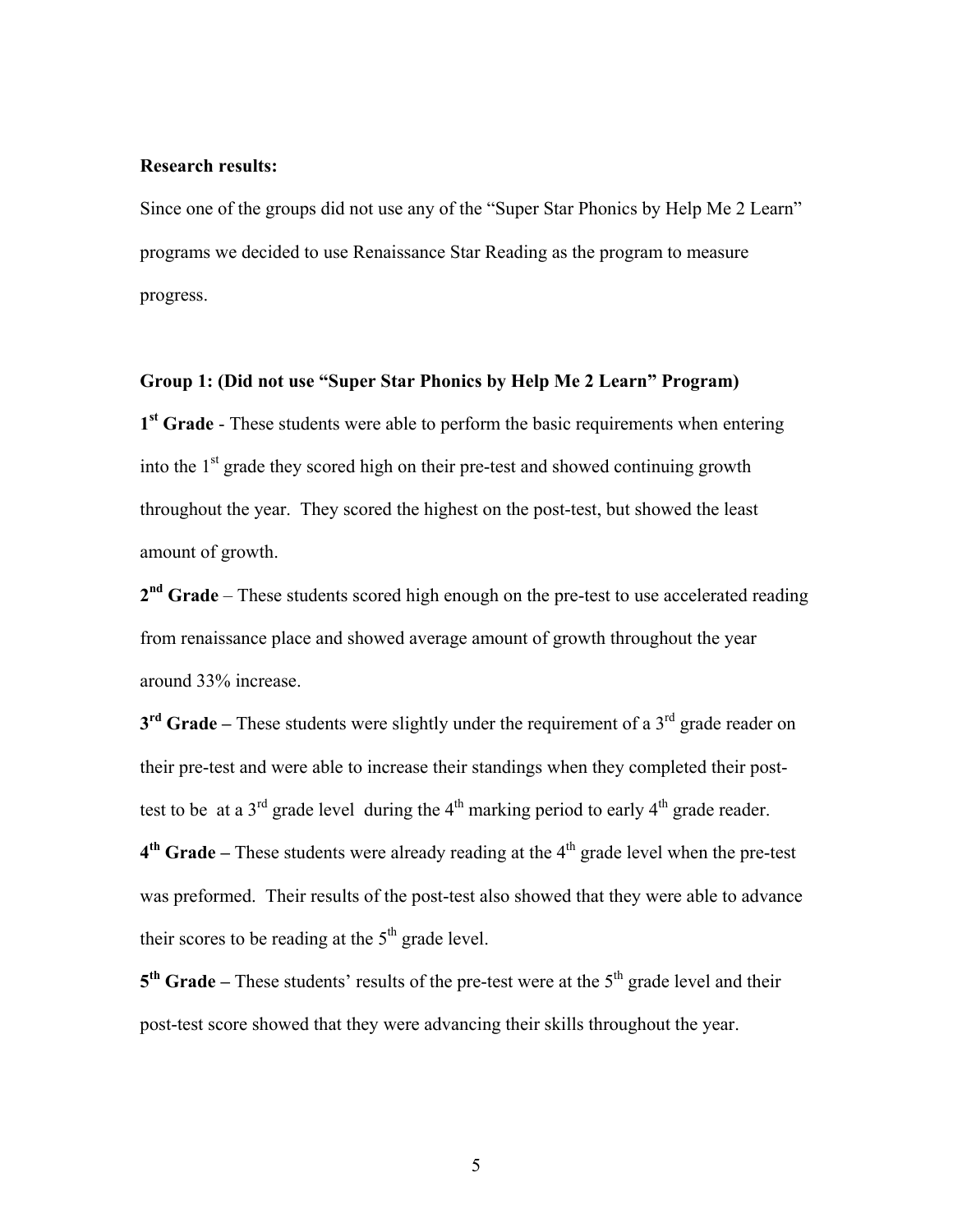**Research results:**

Since one of the groups did not use any of the "Super Star Phonics by Help Me 2 Learn" programs we decided to use Renaissance Star Reading as the program to measure progress.

**Group 1: (Did not use "Super Star Phonics by Help Me 2 Learn" Program)**

**1st Grade** - These students were able to perform the basic requirements when entering into the 1st grade they scored high on their pre-test and showed continuing growth throughout the year. They scored the highest on the post-test, but showed the least amount of growth.

**2nd Grade** – These students scored high enough on the pre-test to use accelerated reading from renaissance place and showed average amount of growth throughout the year around 33% increase.

**3rd Grade –** These students were slightly under the requirement of a 3rd grade reader on their pre-test and were able to increase their standings when they completed their post-test to be at a 3rd grade level during the 4th marking period to early 4th grade reader.

**4th Grade –** These students were already reading at the 4th grade level when the pre-test was preformed. Their results of the post-test also showed that they were able to advance their scores to be reading at the 5th grade level.

**5th Grade –** These students' results of the pre-test were at the 5th grade level and their post-test score showed that they were advancing their skills throughout the year.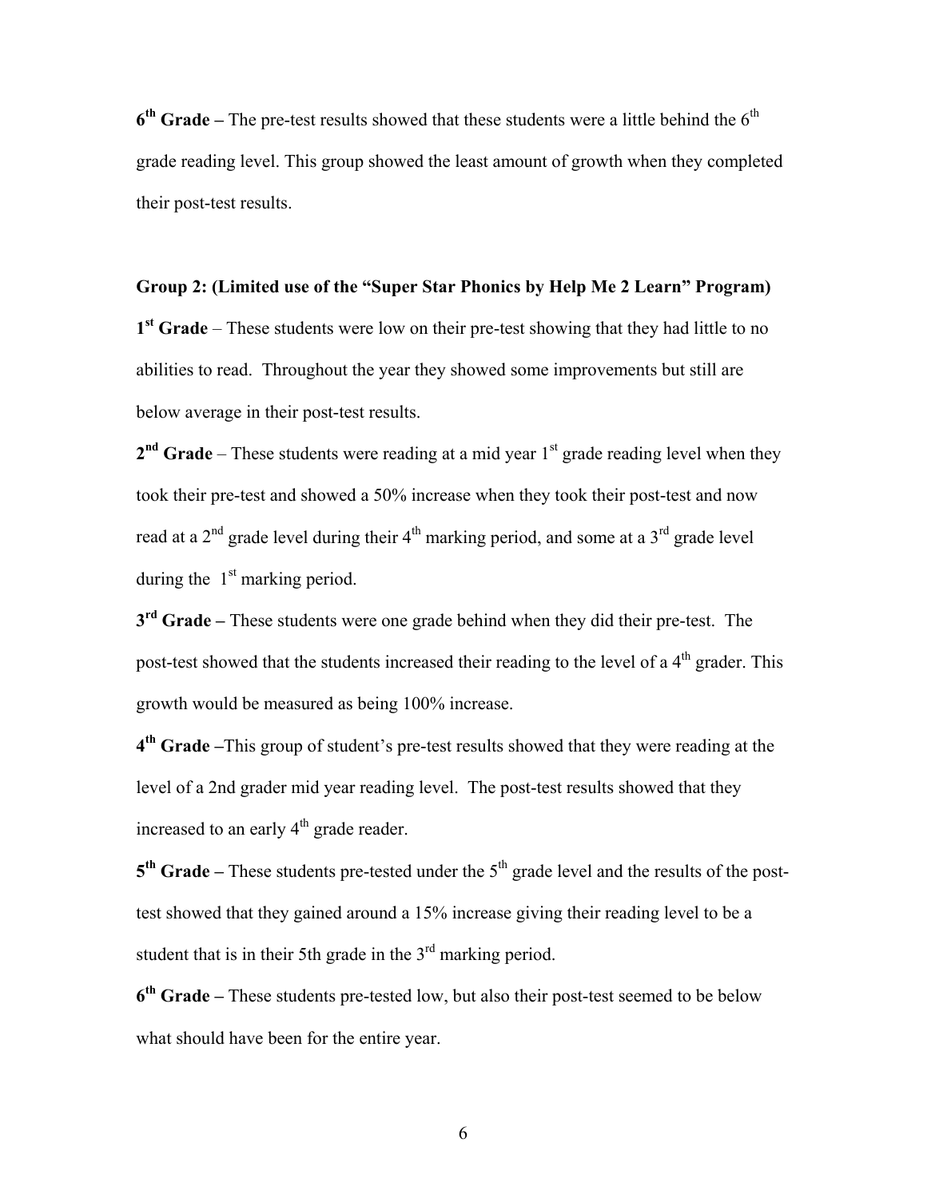**6th Grade –** The pre-test results showed that these students were a little behind the 6th grade reading level. This group showed the least amount of growth when they completed their post-test results.

**Group 2: (Limited use of the "Super Star Phonics by Help Me 2 Learn" Program)**

**1st Grade** – These students were low on their pre-test showing that they had little to no abilities to read. Throughout the year they showed some improvements but still are below average in their post-test results.

**2nd Grade** – These students were reading at a mid year 1st grade reading level when they took their pre-test and showed a 50% increase when they took their post-test and now read at a 2nd grade level during their 4th marking period, and some at a 3rd grade level during the 1st marking period.

**3rd Grade –** These students were one grade behind when they did their pre-test. The post-test showed that the students increased their reading to the level of a 4th grader. This growth would be measured as being 100% increase.

**4th Grade –**This group of student's pre-test results showed that they were reading at the level of a 2nd grader mid year reading level. The post-test results showed that they increased to an early 4th grade reader.

**5th Grade –** These students pre-tested under the 5th grade level and the results of the post-test showed that they gained around a 15% increase giving their reading level to be a student that is in their 5th grade in the 3rd marking period.

**6th Grade –** These students pre-tested low, but also their post-test seemed to be below what should have been for the entire year.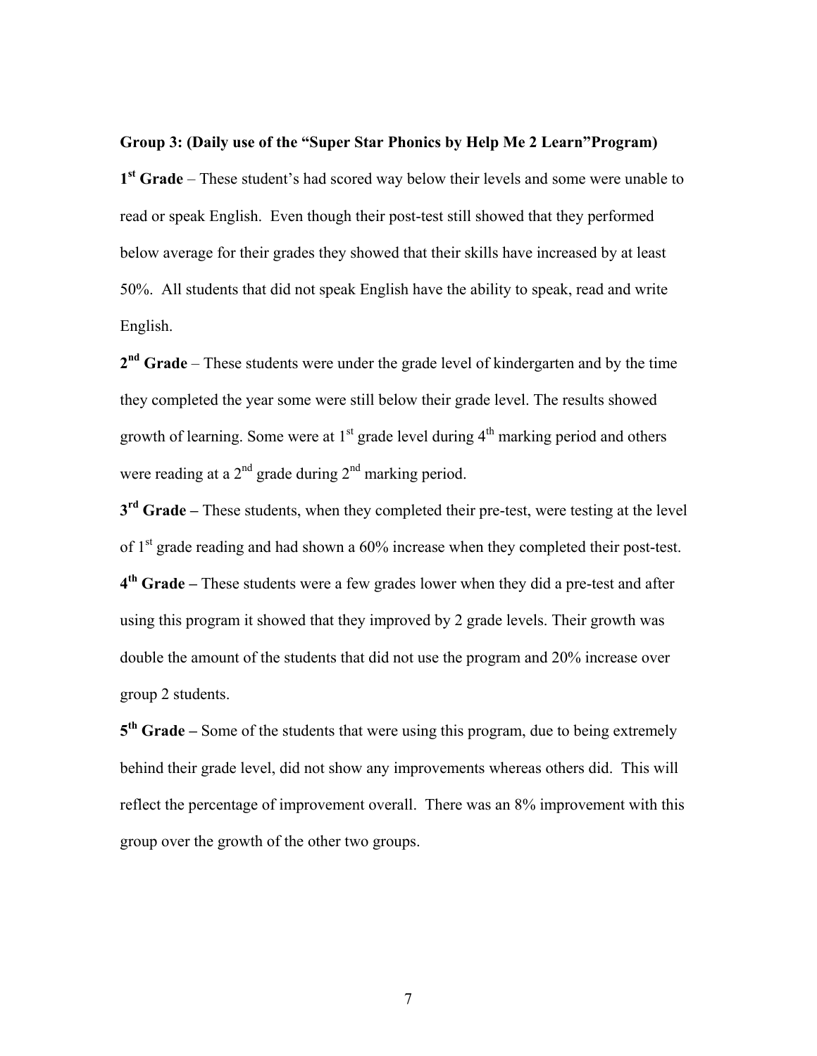**Group 3: (Daily use of the "Super Star Phonics by Help Me 2 Learn"Program)**

**1st Grade** – These student's had scored way below their levels and some were unable to read or speak English. Even though their post-test still showed that they performed below average for their grades they showed that their skills have increased by at least 50%. All students that did not speak English have the ability to speak, read and write English.

**2nd Grade** – These students were under the grade level of kindergarten and by the time they completed the year some were still below their grade level. The results showed growth of learning. Some were at 1st grade level during 4th marking period and others were reading at a 2nd grade during 2nd marking period.

**3rd Grade –** These students, when they completed their pre-test, were testing at the level of 1st grade reading and had shown a 60% increase when they completed their post-test.

**4th Grade –** These students were a few grades lower when they did a pre-test and after using this program it showed that they improved by 2 grade levels. Their growth was double the amount of the students that did not use the program and 20% increase over group 2 students.

**5th Grade –** Some of the students that were using this program, due to being extremely behind their grade level, did not show any improvements whereas others did. This will reflect the percentage of improvement overall. There was an 8% improvement with this group over the growth of the other two groups.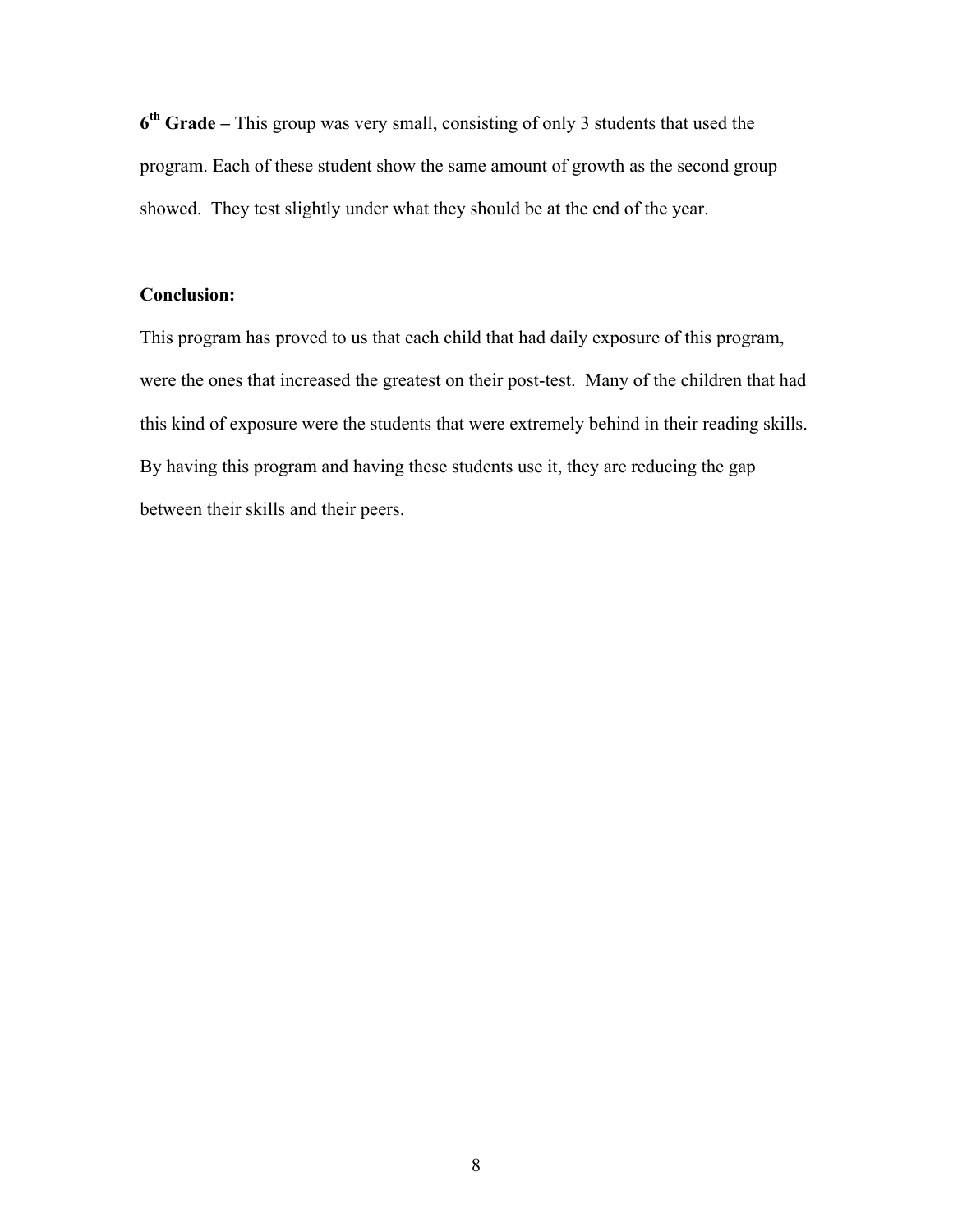**6th Grade –** This group was very small, consisting of only 3 students that used the program. Each of these student show the same amount of growth as the second group showed. They test slightly under what they should be at the end of the year.

**Conclusion:**

This program has proved to us that each child that had daily exposure of this program, were the ones that increased the greatest on their post-test. Many of the children that had this kind of exposure were the students that were extremely behind in their reading skills. By having this program and having these students use it, they are reducing the gap between their skills and their peers.